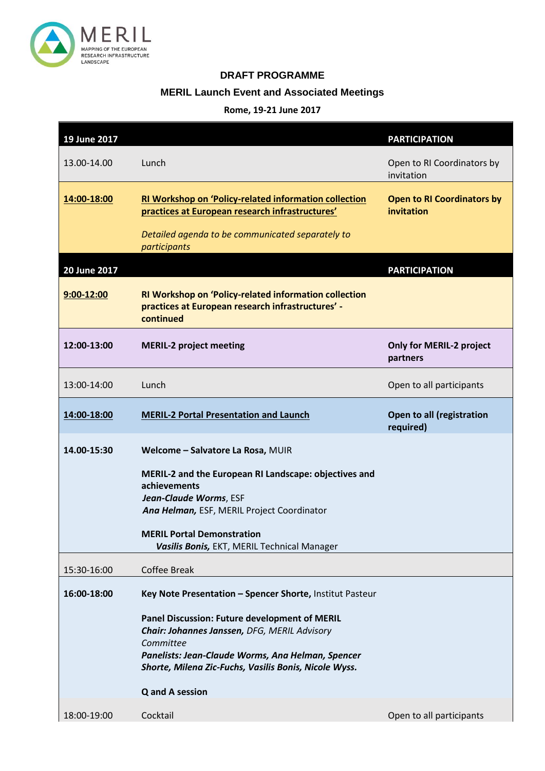MERIL
MAPPING OF THE EUROPEAN RESEARCH INFRASTRUCTURE LANDSCAPE

**DRAFT PROGRAMME**

**MERIL Launch Event and Associated Meetings**

**Rome, 19-21 June 2017**

| **19 June 2017** | | **PARTICIPATION** |
|---|---|---|
| 13.00-14.00 | Lunch | Open to RI Coordinators by invitation |
| **14:00-18:00** | **RI Workshop on 'Policy-related information collection practices at European research infrastructures'**<br><br>*Detailed agenda to be communicated separately to participants* | **Open to RI Coordinators by invitation** |
| **20 June 2017** | | **PARTICIPATION** |
| **9:00-12:00** | **RI Workshop on 'Policy-related information collection practices at European research infrastructures' - continued** | |
| **12:00-13:00** | **MERIL-2 project meeting** | **Only for MERIL-2 project partners** |
| 13:00-14:00 | Lunch | Open to all participants |
| **14:00-18:00** | **MERIL-2 Portal Presentation and Launch** | **Open to all (registration required)** |
| **14.00-15:30** | **Welcome – Salvatore La Rosa,** MUIR<br><br>**MERIL-2 and the European RI Landscape: objectives and achievements**<br>***Jean-Claude Worms***, ESF<br>***Ana Helman,*** ESF, MERIL Project Coordinator<br><br>**MERIL Portal Demonstration**<br>***Vasilis Bonis,*** EKT, MERIL Technical Manager | |
| 15:30-16:00 | Coffee Break | |
| **16:00-18:00** | **Key Note Presentation – Spencer Shorte,** Institut Pasteur<br><br>**Panel Discussion: Future development of MERIL**<br>***Chair: Johannes Janssen,*** *DFG, MERIL Advisory Committee*<br>***Panelists: Jean-Claude Worms, Ana Helman, Spencer Shorte, Milena Zic-Fuchs, Vasilis Bonis, Nicole Wyss.***<br><br>**Q and A session** | |
| 18:00-19:00 | Cocktail | Open to all participants |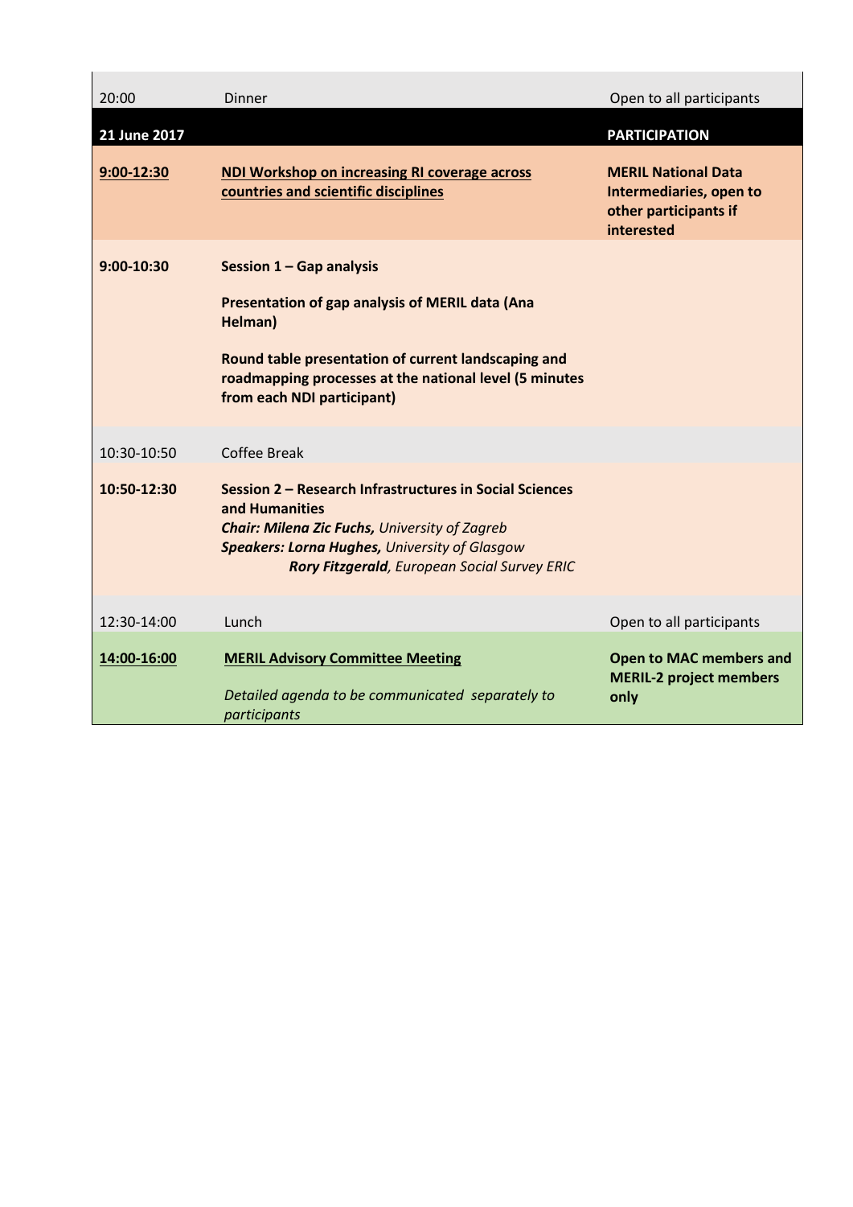| | | |
|---|---|---|
| 20:00 | Dinner | Open to all participants |
| **21 June 2017** | | **PARTICIPATION** |
| **9:00-12:30** | **NDI Workshop on increasing RI coverage across countries and scientific disciplines** | **MERIL National Data Intermediaries, open to other participants if interested** |
| **9:00-10:30** | **Session 1 – Gap analysis**<br><br>**Presentation of gap analysis of MERIL data (Ana Helman)**<br><br>**Round table presentation of current landscaping and roadmapping processes at the national level (5 minutes from each NDI participant)** | |
| 10:30-10:50 | Coffee Break | |
| **10:50-12:30** | **Session 2 – Research Infrastructures in Social Sciences and Humanities**<br>***Chair: Milena Zic Fuchs,*** *University of Zagreb*<br>***Speakers: Lorna Hughes,*** *University of Glasgow*<br>***Rory Fitzgerald****, European Social Survey ERIC* | |
| 12:30-14:00 | Lunch | Open to all participants |
| **14:00-16:00** | **MERIL Advisory Committee Meeting**<br><br>*Detailed agenda to be communicated separately to participants* | **Open to MAC members and MERIL-2 project members only** |